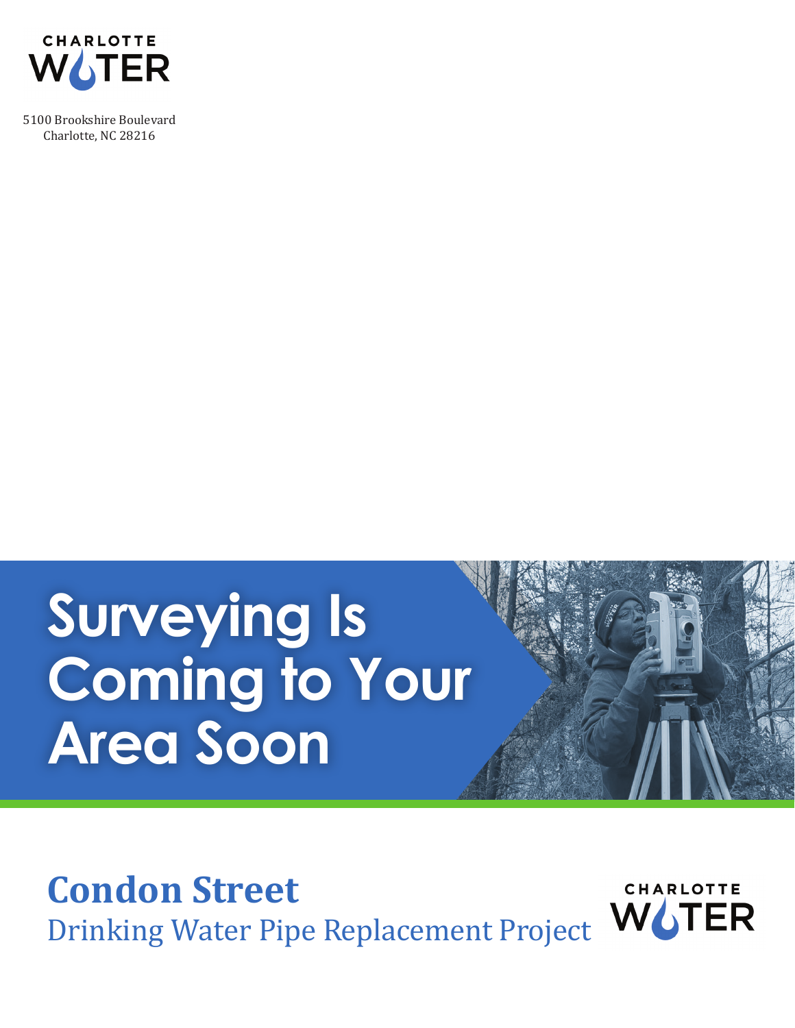CHARLOTTE WATER

5100 Brookshire Boulevard
Charlotte, NC 28216

# Surveying Is Coming to Your Area Soon

## Condon Street

Drinking Water Pipe Replacement Project

CHARLOTTE WATER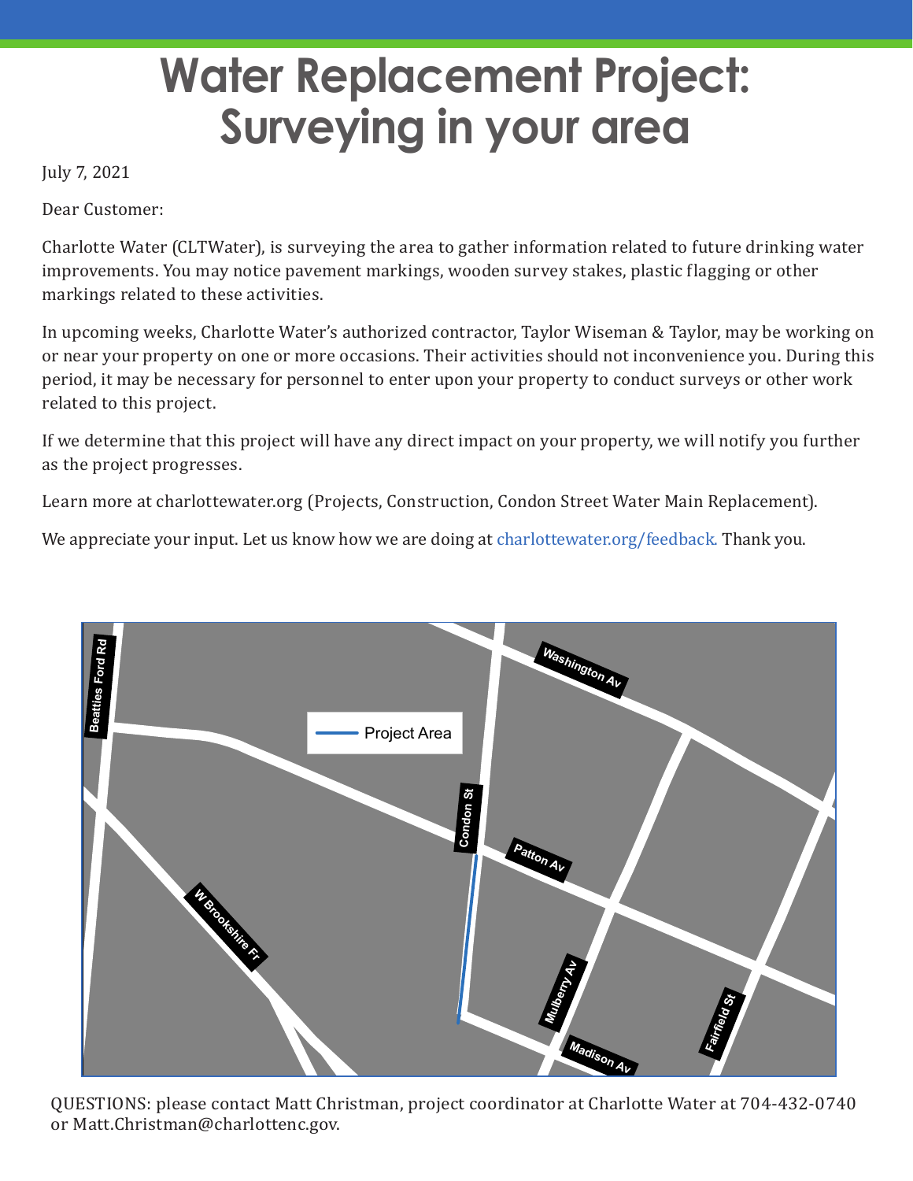# Water Replacement Project: Surveying in your area

July 7, 2021

Dear Customer:

Charlotte Water (CLTWater), is surveying the area to gather information related to future drinking water improvements. You may notice pavement markings, wooden survey stakes, plastic flagging or other markings related to these activities.

In upcoming weeks, Charlotte Water's authorized contractor, Taylor Wiseman & Taylor, may be working on or near your property on one or more occasions. Their activities should not inconvenience you. During this period, it may be necessary for personnel to enter upon your property to conduct surveys or other work related to this project.

If we determine that this project will have any direct impact on your property, we will notify you further as the project progresses.

Learn more at charlottewater.org (Projects, Construction, Condon Street Water Main Replacement).

We appreciate your input. Let us know how we are doing at charlottewater.org/feedback. Thank you.

Project Area

Beatties Ford Rd

Washington Av

Condon St

Patton Av

W Brookshire Fr

Mulberry Av

Fairfield St

Madison Av

QUESTIONS: please contact Matt Christman, project coordinator at Charlotte Water at 704-432-0740 or Matt.Christman@charlottenc.gov.